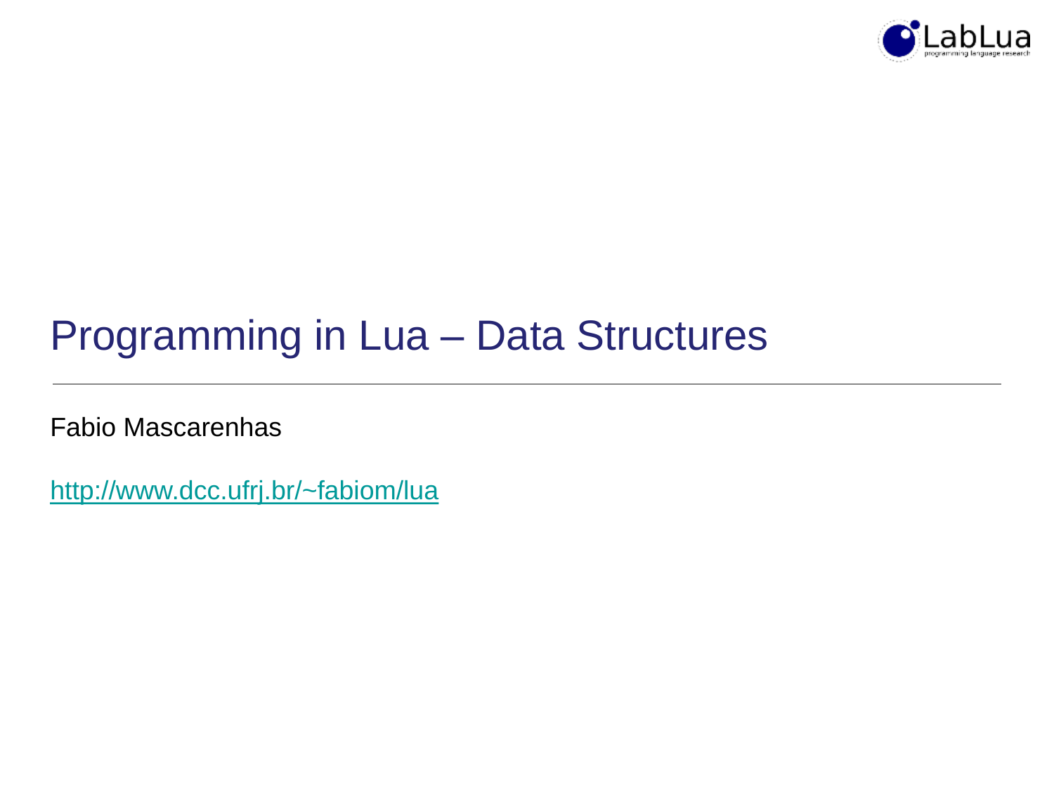# Programming in Lua – Data Structures

Fabio Mascarenhas

http://www.dcc.ufrj.br/~fabiom/lua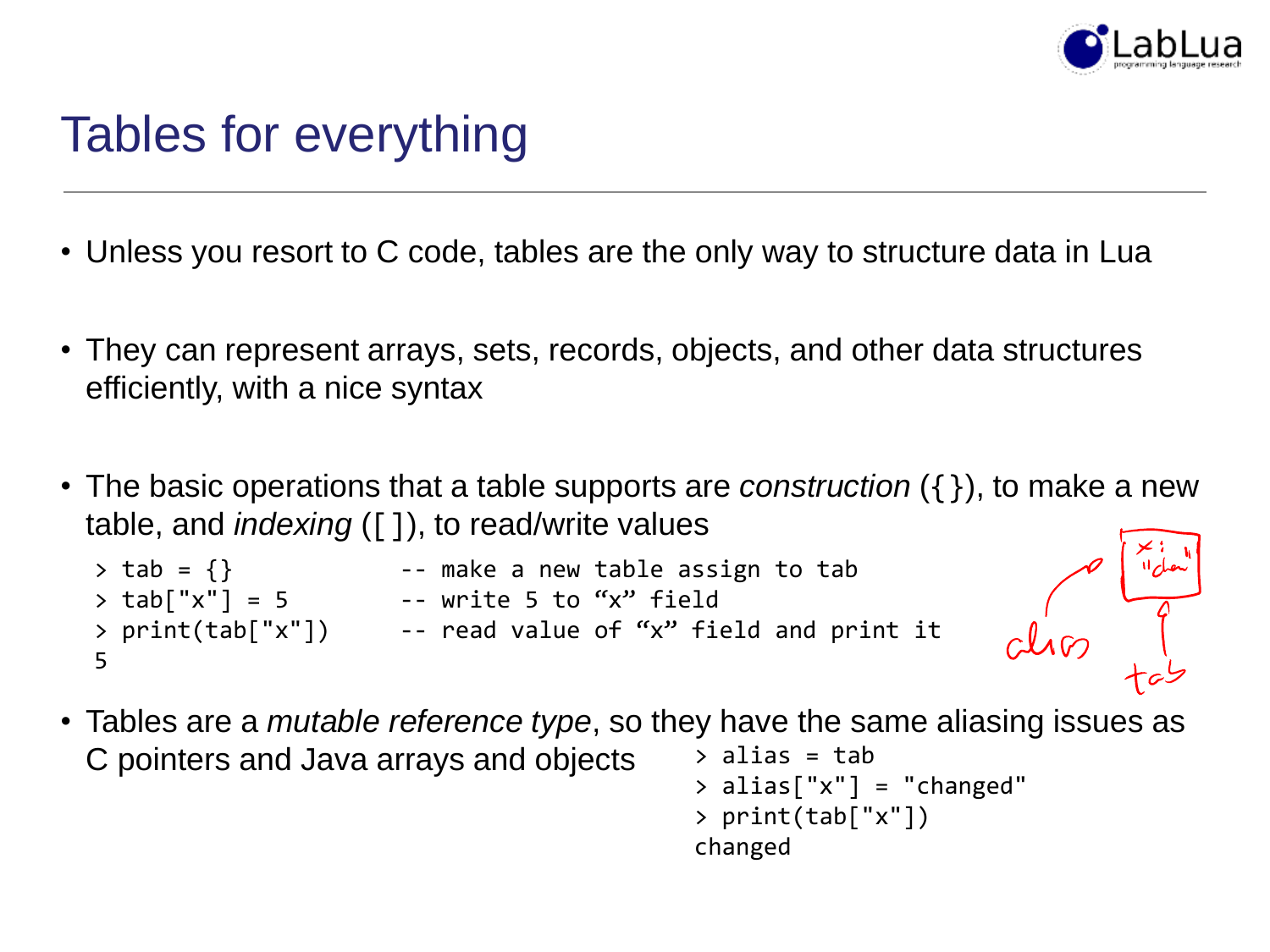# Tables for everything

- Unless you resort to C code, tables are the only way to structure data in Lua
- They can represent arrays, sets, records, objects, and other data structures efficiently, with a nice syntax
- The basic operations that a table supports are *construction* ({ }), to make a new table, and *indexing* ([ ]), to read/write values

```
> tab = {}              -- make a new table assign to tab
> tab["x"] = 5          -- write 5 to “x” field
> print(tab["x"])       -- read value of “x” field and print it
5
```

- Tables are a *mutable reference type*, so they have the same aliasing issues as C pointers and Java arrays and objects

```
> alias = tab
> alias["x"] = "changed"
> print(tab["x"])
changed
```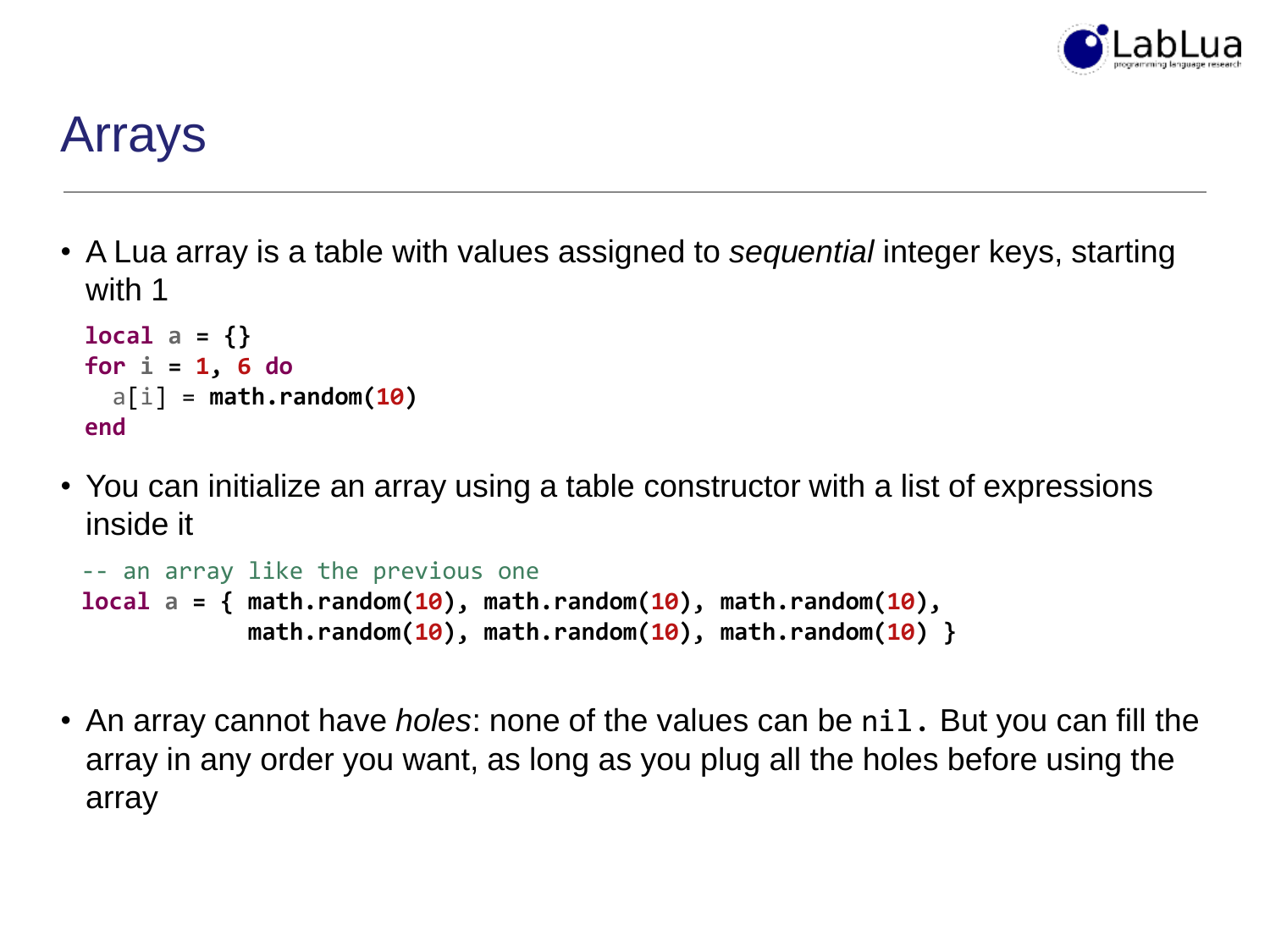# Arrays

- A Lua array is a table with values assigned to *sequential* integer keys, starting with 1

```
local a = {}
for i = 1, 6 do
  a[i] = math.random(10)
end
```

- You can initialize an array using a table constructor with a list of expressions inside it

```
-- an array like the previous one
local a = { math.random(10), math.random(10), math.random(10),
            math.random(10), math.random(10), math.random(10) }
```

- An array cannot have *holes*: none of the values can be `nil`. But you can fill the array in any order you want, as long as you plug all the holes before using the array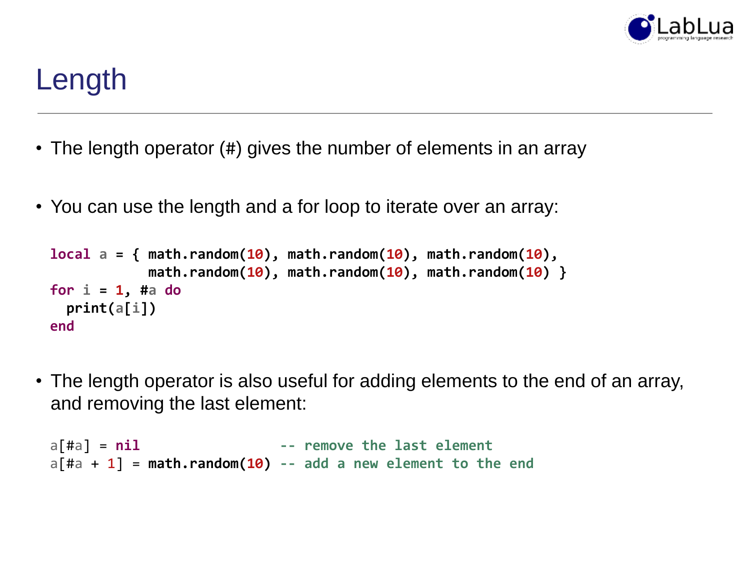# Length

- The length operator (#) gives the number of elements in an array

- You can use the length and a for loop to iterate over an array:

```
local a = { math.random(10), math.random(10), math.random(10),
            math.random(10), math.random(10), math.random(10) }
for i = 1, #a do
  print(a[i])
end
```

- The length operator is also useful for adding elements to the end of an array, and removing the last element:

```
a[#a] = nil                 -- remove the last element
a[#a + 1] = math.random(10) -- add a new element to the end
```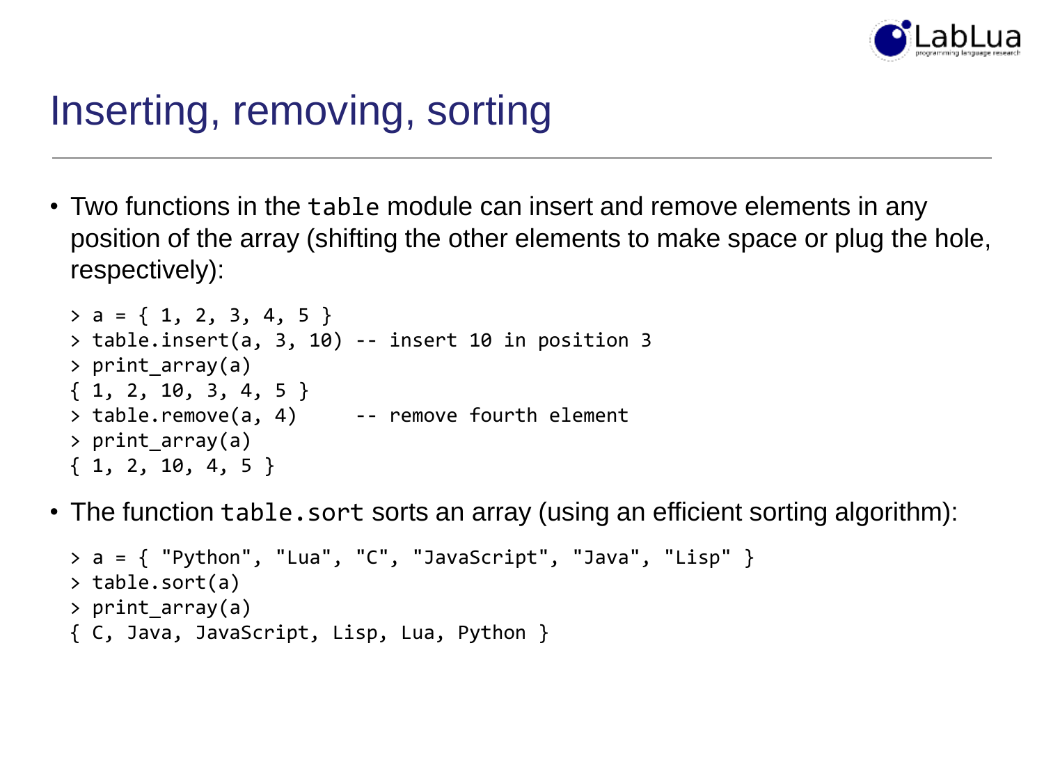# Inserting, removing, sorting

- Two functions in the `table` module can insert and remove elements in any position of the array (shifting the other elements to make space or plug the hole, respectively):

```
> a = { 1, 2, 3, 4, 5 }
> table.insert(a, 3, 10) -- insert 10 in position 3
> print_array(a)
{ 1, 2, 10, 3, 4, 5 }
> table.remove(a, 4)     -- remove fourth element
> print_array(a)
{ 1, 2, 10, 4, 5 }
```

- The function `table.sort` sorts an array (using an efficient sorting algorithm):

```
> a = { "Python", "Lua", "C", "JavaScript", "Java", "Lisp" }
> table.sort(a)
> print_array(a)
{ C, Java, JavaScript, Lisp, Lua, Python }
```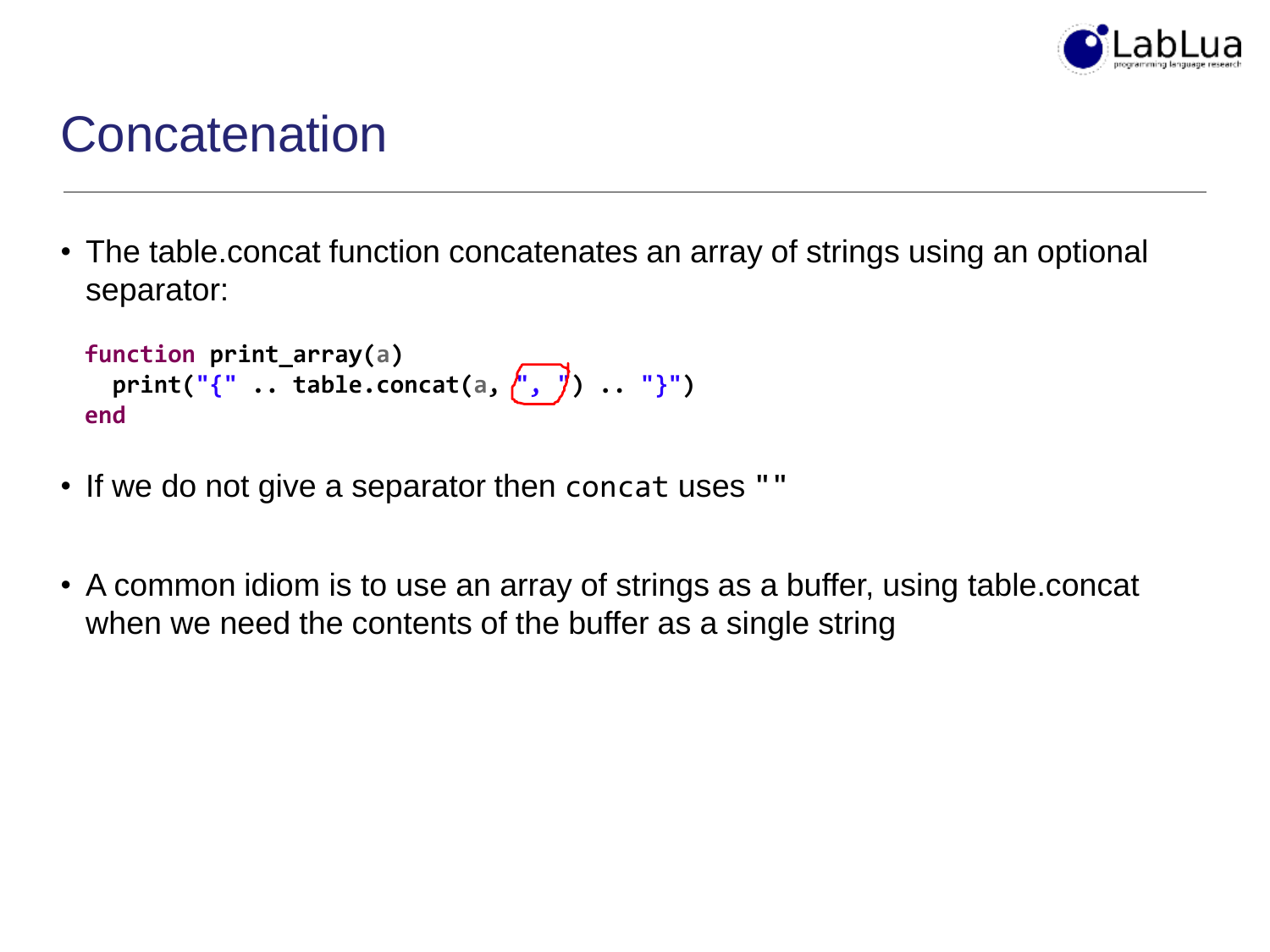# Concatenation

- The table.concat function concatenates an array of strings using an optional separator:

```
function print_array(a)
  print("{" .. table.concat(a, ", ") .. "}")
end
```

- If we do not give a separator then `concat` uses `""`

- A common idiom is to use an array of strings as a buffer, using table.concat when we need the contents of the buffer as a single string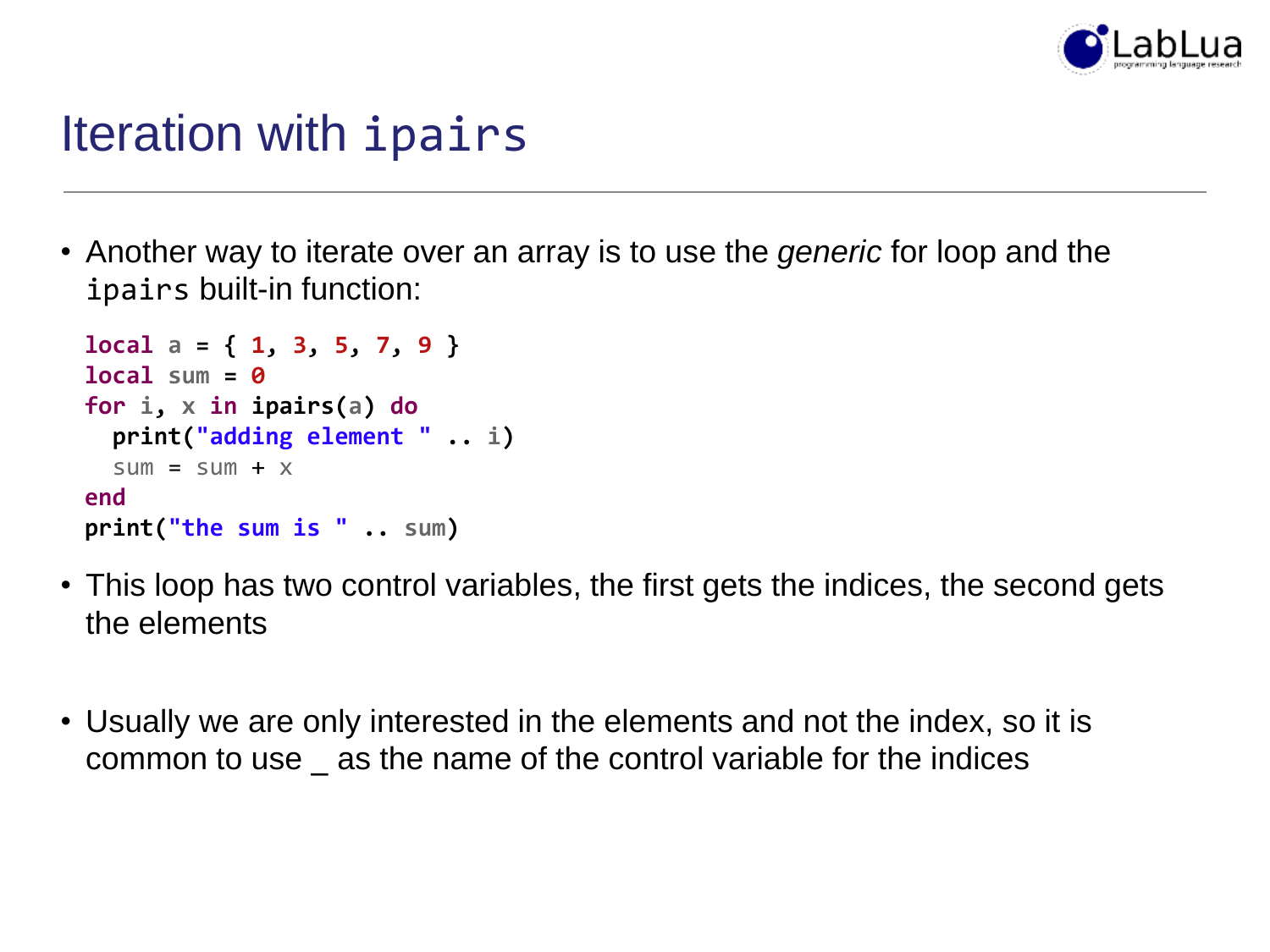# Iteration with `ipairs`

- Another way to iterate over an array is to use the *generic* for loop and the `ipairs` built-in function:

```lua
local a = { 1, 3, 5, 7, 9 }
local sum = 0
for i, x in ipairs(a) do
  print("adding element " .. i)
  sum = sum + x
end
print("the sum is " .. sum)
```

- This loop has two control variables, the first gets the indices, the second gets the elements

- Usually we are only interested in the elements and not the index, so it is common to use _ as the name of the control variable for the indices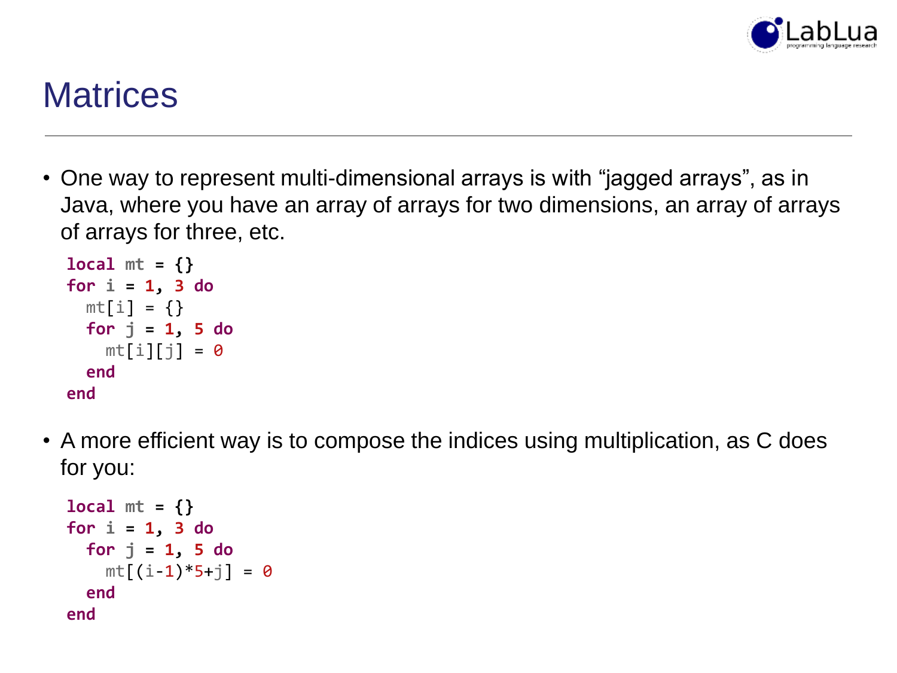# Matrices

- One way to represent multi-dimensional arrays is with “jagged arrays”, as in Java, where you have an array of arrays for two dimensions, an array of arrays of arrays for three, etc.

```
local mt = {}
for i = 1, 3 do
  mt[i] = {}
  for j = 1, 5 do
    mt[i][j] = 0
  end
end
```

- A more efficient way is to compose the indices using multiplication, as C does for you:

```
local mt = {}
for i = 1, 3 do
  for j = 1, 5 do
    mt[(i-1)*5+j] = 0
  end
end
```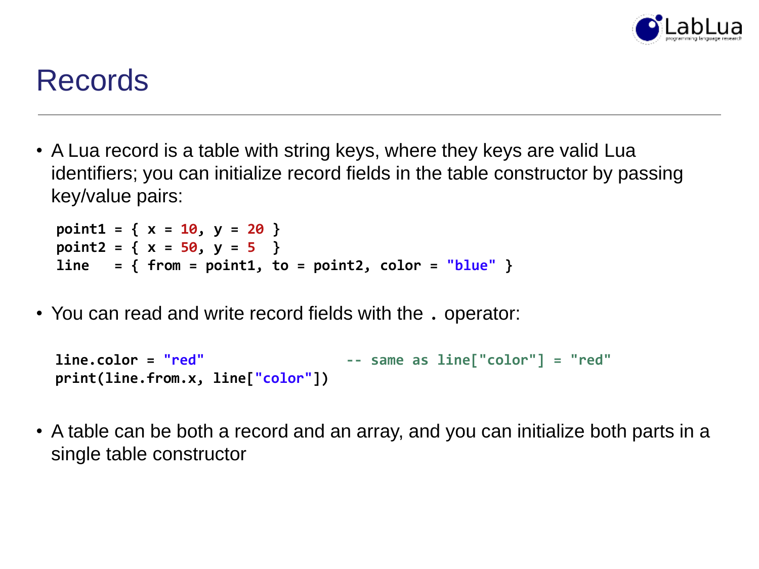# Records

- A Lua record is a table with string keys, where they keys are valid Lua identifiers; you can initialize record fields in the table constructor by passing key/value pairs:

```
point1 = { x = 10, y = 20 }
point2 = { x = 50, y = 5  }
line   = { from = point1, to = point2, color = "blue" }
```

- You can read and write record fields with the `.` operator:

```
line.color = "red"                 -- same as line["color"] = "red"
print(line.from.x, line["color"])
```

- A table can be both a record and an array, and you can initialize both parts in a single table constructor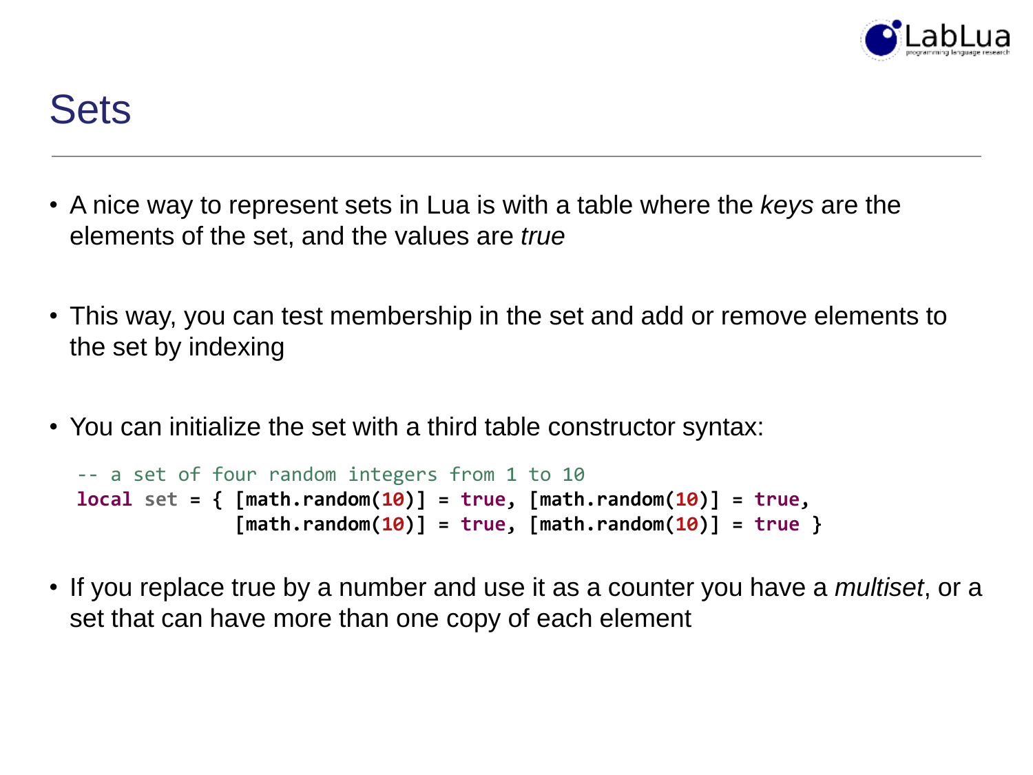# Sets

- A nice way to represent sets in Lua is with a table where the *keys* are the elements of the set, and the values are *true*

- This way, you can test membership in the set and add or remove elements to the set by indexing

- You can initialize the set with a third table constructor syntax:

```
-- a set of four random integers from 1 to 10
local set = { [math.random(10)] = true, [math.random(10)] = true,
              [math.random(10)] = true, [math.random(10)] = true }
```

- If you replace true by a number and use it as a counter you have a *multiset*, or a set that can have more than one copy of each element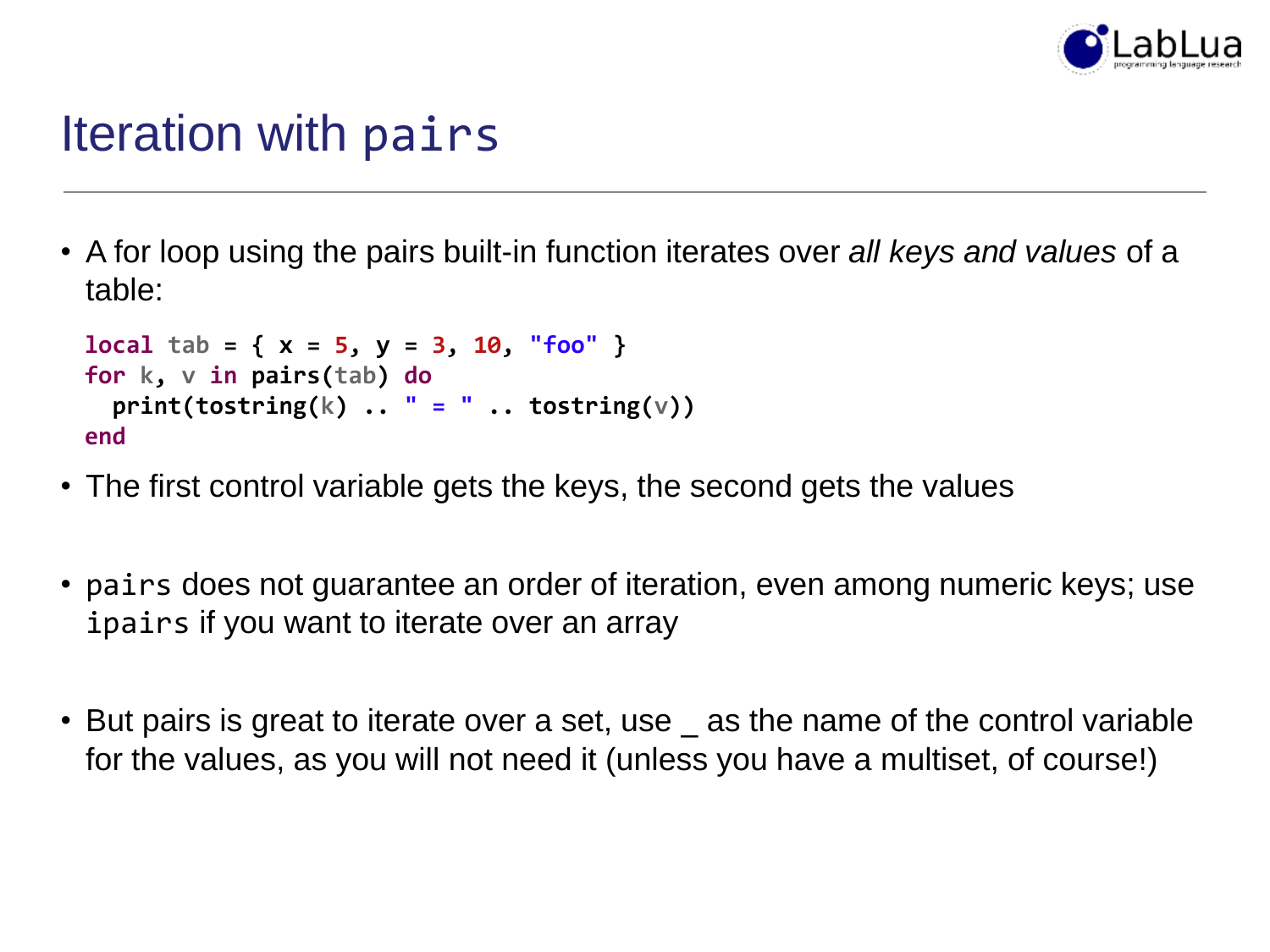# Iteration with `pairs`

- A for loop using the pairs built-in function iterates over *all keys and values* of a table:

```lua
local tab = { x = 5, y = 3, 10, "foo" }
for k, v in pairs(tab) do
  print(tostring(k) .. " = " .. tostring(v))
end
```

- The first control variable gets the keys, the second gets the values

- `pairs` does not guarantee an order of iteration, even among numeric keys; use `ipairs` if you want to iterate over an array

- But pairs is great to iterate over a set, use _ as the name of the control variable for the values, as you will not need it (unless you have a multiset, of course!)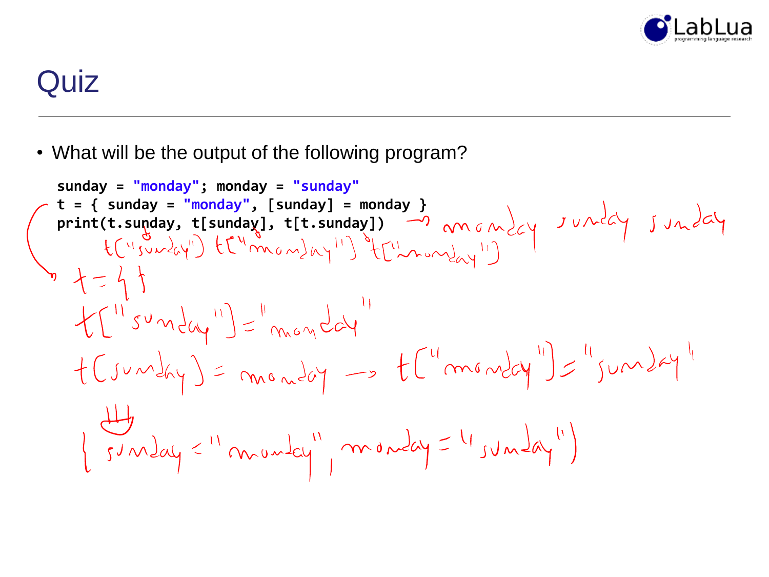# Quiz

- What will be the output of the following program?

```
sunday = "monday"; monday = "sunday"
t = { sunday = "monday", [sunday] = monday }
print(t.sunday, t[sunday], t[t.sunday])
```

→ monday sunday sunday

t("sunday") t["monday"] t["monday"]

t = {}

t["sunday"] = "monday"

t(sunday) = monday → t["monday"] = "sunday"

{ sunday = "monday", monday = "sunday" }